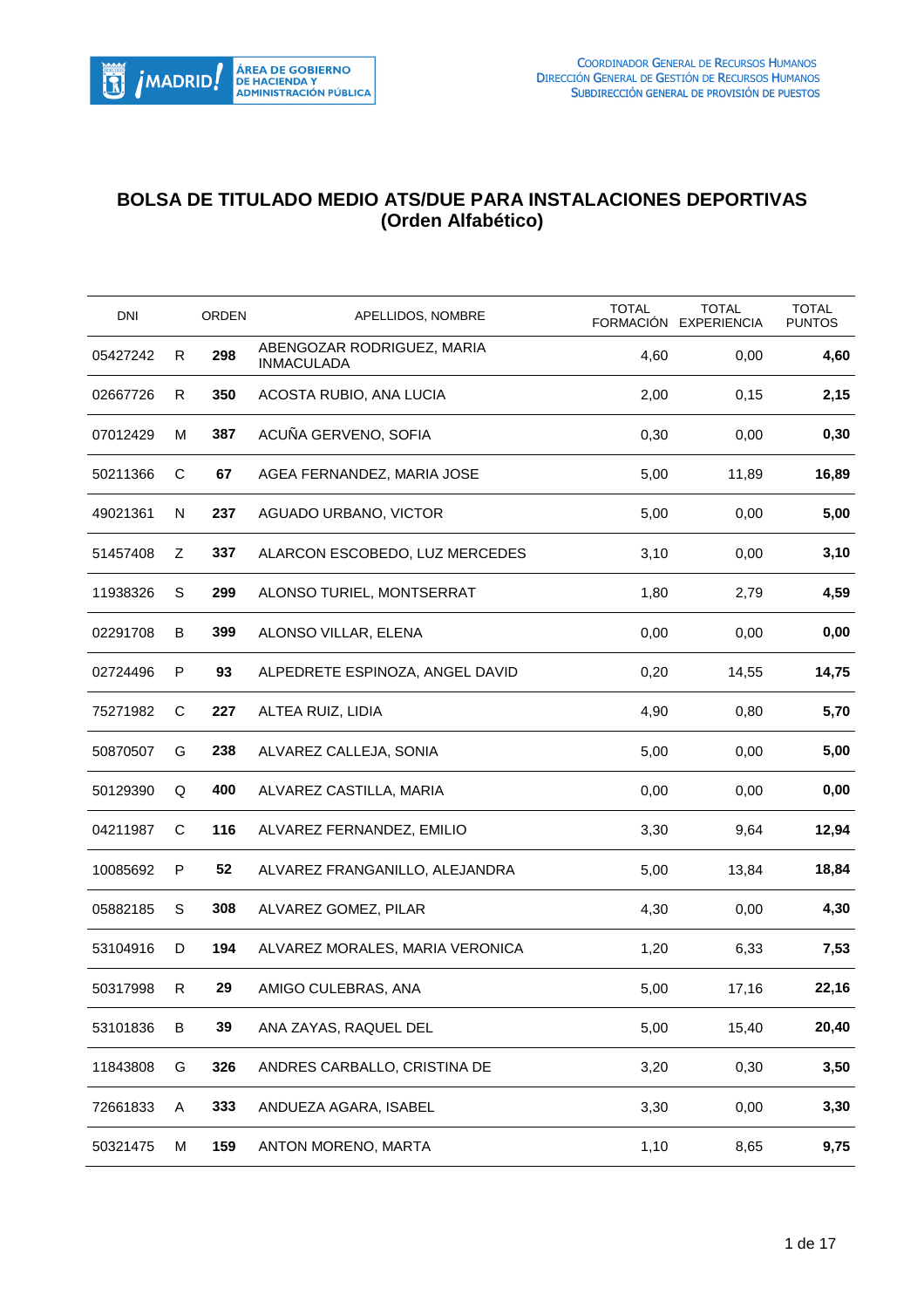# BOLSA DE TITULADO MEDIO ATS/DUE PARA INSTALACIONES DEPORTIVAS (Orden Alfabético)

| DNI | | ORDEN | APELLIDOS, NOMBRE | TOTAL FORMACIÓN | TOTAL EXPERIENCIA | TOTAL PUNTOS |
|---|---|---|---|---|---|---|
| 05427242 | R | **298** | ABENGOZAR RODRIGUEZ, MARIA INMACULADA | 4,60 | 0,00 | **4,60** |
| 02667726 | R | **350** | ACOSTA RUBIO, ANA LUCIA | 2,00 | 0,15 | **2,15** |
| 07012429 | M | **387** | ACUÑA GERVENO, SOFIA | 0,30 | 0,00 | **0,30** |
| 50211366 | C | **67** | AGEA FERNANDEZ, MARIA JOSE | 5,00 | 11,89 | **16,89** |
| 49021361 | N | **237** | AGUADO URBANO, VICTOR | 5,00 | 0,00 | **5,00** |
| 51457408 | Z | **337** | ALARCON ESCOBEDO, LUZ MERCEDES | 3,10 | 0,00 | **3,10** |
| 11938326 | S | **299** | ALONSO TURIEL, MONTSERRAT | 1,80 | 2,79 | **4,59** |
| 02291708 | B | **399** | ALONSO VILLAR, ELENA | 0,00 | 0,00 | **0,00** |
| 02724496 | P | **93** | ALPEDRETE ESPINOZA, ANGEL DAVID | 0,20 | 14,55 | **14,75** |
| 75271982 | C | **227** | ALTEA RUIZ, LIDIA | 4,90 | 0,80 | **5,70** |
| 50870507 | G | **238** | ALVAREZ CALLEJA, SONIA | 5,00 | 0,00 | **5,00** |
| 50129390 | Q | **400** | ALVAREZ CASTILLA, MARIA | 0,00 | 0,00 | **0,00** |
| 04211987 | C | **116** | ALVAREZ FERNANDEZ, EMILIO | 3,30 | 9,64 | **12,94** |
| 10085692 | P | **52** | ALVAREZ FRANGANILLO, ALEJANDRA | 5,00 | 13,84 | **18,84** |
| 05882185 | S | **308** | ALVAREZ GOMEZ, PILAR | 4,30 | 0,00 | **4,30** |
| 53104916 | D | **194** | ALVAREZ MORALES, MARIA VERONICA | 1,20 | 6,33 | **7,53** |
| 50317998 | R | **29** | AMIGO CULEBRAS, ANA | 5,00 | 17,16 | **22,16** |
| 53101836 | B | **39** | ANA ZAYAS, RAQUEL DEL | 5,00 | 15,40 | **20,40** |
| 11843808 | G | **326** | ANDRES CARBALLO, CRISTINA DE | 3,20 | 0,30 | **3,50** |
| 72661833 | A | **333** | ANDUEZA AGARA, ISABEL | 3,30 | 0,00 | **3,30** |
| 50321475 | M | **159** | ANTON MORENO, MARTA | 1,10 | 8,65 | **9,75** |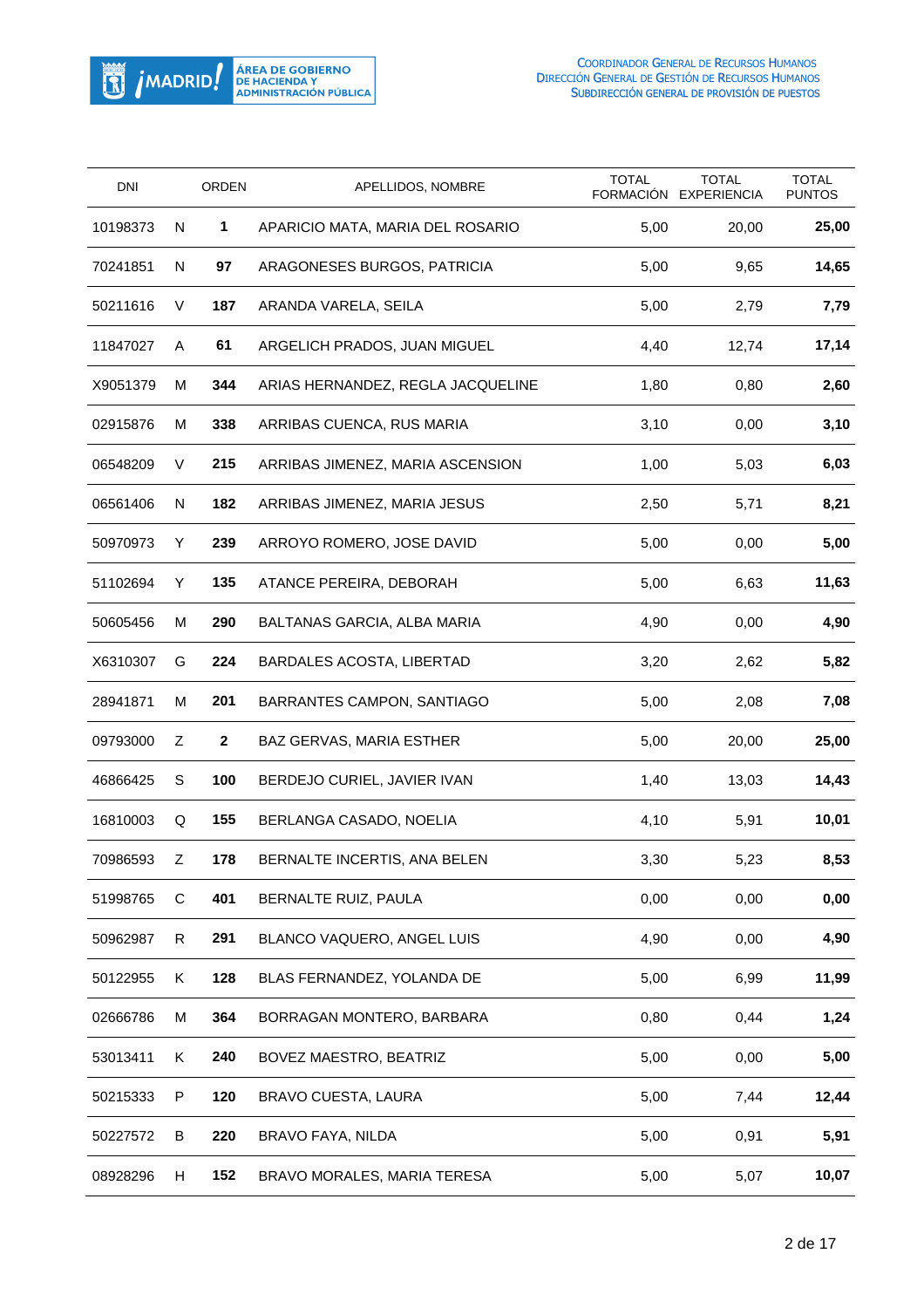| DNI | | ORDEN | APELLIDOS, NOMBRE | TOTAL FORMACIÓN | TOTAL EXPERIENCIA | TOTAL PUNTOS |
|---|---|---|---|---|---|---|
| 10198373 | N | **1** | APARICIO MATA, MARIA DEL ROSARIO | 5,00 | 20,00 | **25,00** |
| 70241851 | N | **97** | ARAGONESES BURGOS, PATRICIA | 5,00 | 9,65 | **14,65** |
| 50211616 | V | **187** | ARANDA VARELA, SEILA | 5,00 | 2,79 | **7,79** |
| 11847027 | A | **61** | ARGELICH PRADOS, JUAN MIGUEL | 4,40 | 12,74 | **17,14** |
| X9051379 | M | **344** | ARIAS HERNANDEZ, REGLA JACQUELINE | 1,80 | 0,80 | **2,60** |
| 02915876 | M | **338** | ARRIBAS CUENCA, RUS MARIA | 3,10 | 0,00 | **3,10** |
| 06548209 | V | **215** | ARRIBAS JIMENEZ, MARIA ASCENSION | 1,00 | 5,03 | **6,03** |
| 06561406 | N | **182** | ARRIBAS JIMENEZ, MARIA JESUS | 2,50 | 5,71 | **8,21** |
| 50970973 | Y | **239** | ARROYO ROMERO, JOSE DAVID | 5,00 | 0,00 | **5,00** |
| 51102694 | Y | **135** | ATANCE PEREIRA, DEBORAH | 5,00 | 6,63 | **11,63** |
| 50605456 | M | **290** | BALTANAS GARCIA, ALBA MARIA | 4,90 | 0,00 | **4,90** |
| X6310307 | G | **224** | BARDALES ACOSTA, LIBERTAD | 3,20 | 2,62 | **5,82** |
| 28941871 | M | **201** | BARRANTES CAMPON, SANTIAGO | 5,00 | 2,08 | **7,08** |
| 09793000 | Z | **2** | BAZ GERVAS, MARIA ESTHER | 5,00 | 20,00 | **25,00** |
| 46866425 | S | **100** | BERDEJO CURIEL, JAVIER IVAN | 1,40 | 13,03 | **14,43** |
| 16810003 | Q | **155** | BERLANGA CASADO, NOELIA | 4,10 | 5,91 | **10,01** |
| 70986593 | Z | **178** | BERNALTE INCERTIS, ANA BELEN | 3,30 | 5,23 | **8,53** |
| 51998765 | C | **401** | BERNALTE RUIZ, PAULA | 0,00 | 0,00 | **0,00** |
| 50962987 | R | **291** | BLANCO VAQUERO, ANGEL LUIS | 4,90 | 0,00 | **4,90** |
| 50122955 | K | **128** | BLAS FERNANDEZ, YOLANDA DE | 5,00 | 6,99 | **11,99** |
| 02666786 | M | **364** | BORRAGAN MONTERO, BARBARA | 0,80 | 0,44 | **1,24** |
| 53013411 | K | **240** | BOVEZ MAESTRO, BEATRIZ | 5,00 | 0,00 | **5,00** |
| 50215333 | P | **120** | BRAVO CUESTA, LAURA | 5,00 | 7,44 | **12,44** |
| 50227572 | B | **220** | BRAVO FAYA, NILDA | 5,00 | 0,91 | **5,91** |
| 08928296 | H | **152** | BRAVO MORALES, MARIA TERESA | 5,00 | 5,07 | **10,07** |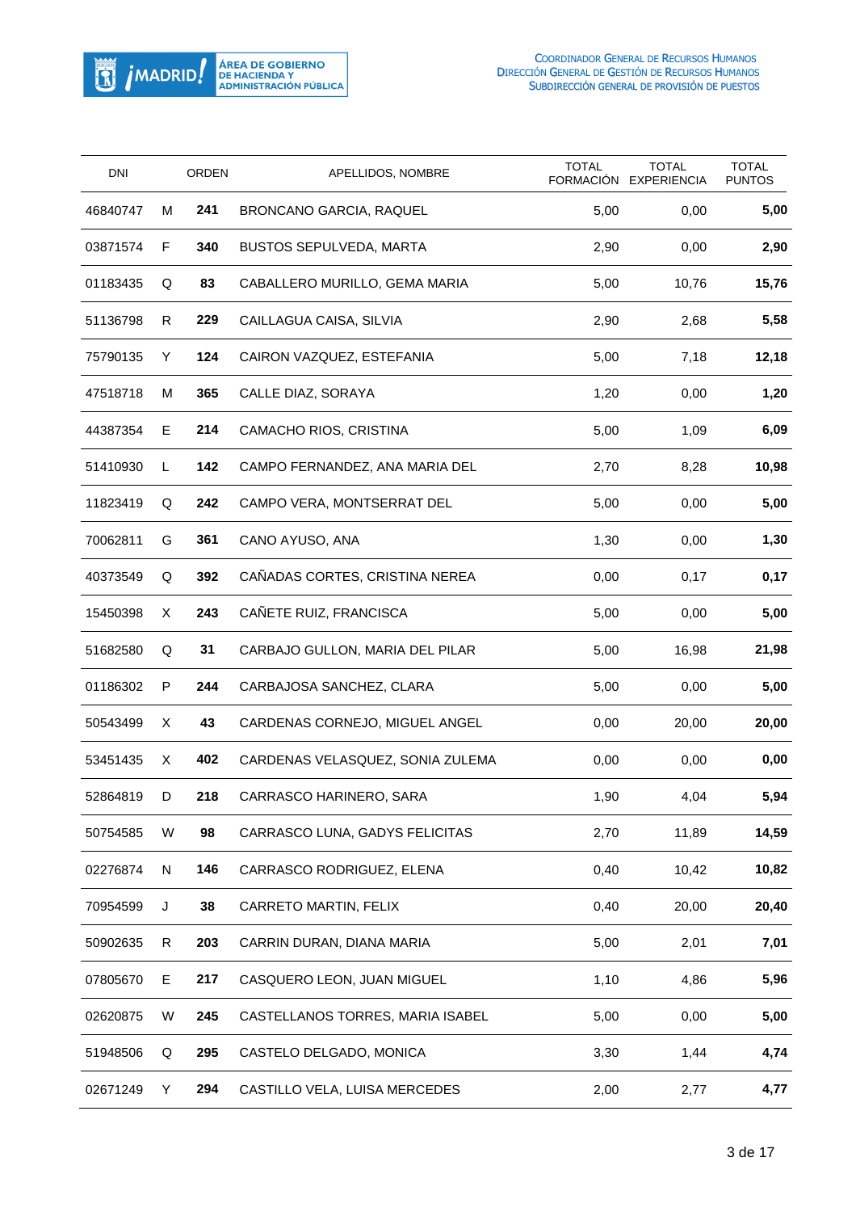| DNI | | ORDEN | APELLIDOS, NOMBRE | TOTAL FORMACIÓN | TOTAL EXPERIENCIA | TOTAL PUNTOS |
|---|---|---|---|---|---|---|
| 46840747 | M | **241** | BRONCANO GARCIA, RAQUEL | 5,00 | 0,00 | **5,00** |
| 03871574 | F | **340** | BUSTOS SEPULVEDA, MARTA | 2,90 | 0,00 | **2,90** |
| 01183435 | Q | **83** | CABALLERO MURILLO, GEMA MARIA | 5,00 | 10,76 | **15,76** |
| 51136798 | R | **229** | CAILLAGUA CAISA, SILVIA | 2,90 | 2,68 | **5,58** |
| 75790135 | Y | **124** | CAIRON VAZQUEZ, ESTEFANIA | 5,00 | 7,18 | **12,18** |
| 47518718 | M | **365** | CALLE DIAZ, SORAYA | 1,20 | 0,00 | **1,20** |
| 44387354 | E | **214** | CAMACHO RIOS, CRISTINA | 5,00 | 1,09 | **6,09** |
| 51410930 | L | **142** | CAMPO FERNANDEZ, ANA MARIA DEL | 2,70 | 8,28 | **10,98** |
| 11823419 | Q | **242** | CAMPO VERA, MONTSERRAT DEL | 5,00 | 0,00 | **5,00** |
| 70062811 | G | **361** | CANO AYUSO, ANA | 1,30 | 0,00 | **1,30** |
| 40373549 | Q | **392** | CAÑADAS CORTES, CRISTINA NEREA | 0,00 | 0,17 | **0,17** |
| 15450398 | X | **243** | CAÑETE RUIZ, FRANCISCA | 5,00 | 0,00 | **5,00** |
| 51682580 | Q | **31** | CARBAJO GULLON, MARIA DEL PILAR | 5,00 | 16,98 | **21,98** |
| 01186302 | P | **244** | CARBAJOSA SANCHEZ, CLARA | 5,00 | 0,00 | **5,00** |
| 50543499 | X | **43** | CARDENAS CORNEJO, MIGUEL ANGEL | 0,00 | 20,00 | **20,00** |
| 53451435 | X | **402** | CARDENAS VELASQUEZ, SONIA ZULEMA | 0,00 | 0,00 | **0,00** |
| 52864819 | D | **218** | CARRASCO HARINERO, SARA | 1,90 | 4,04 | **5,94** |
| 50754585 | W | **98** | CARRASCO LUNA, GADYS FELICITAS | 2,70 | 11,89 | **14,59** |
| 02276874 | N | **146** | CARRASCO RODRIGUEZ, ELENA | 0,40 | 10,42 | **10,82** |
| 70954599 | J | **38** | CARRETO MARTIN, FELIX | 0,40 | 20,00 | **20,40** |
| 50902635 | R | **203** | CARRIN DURAN, DIANA MARIA | 5,00 | 2,01 | **7,01** |
| 07805670 | E | **217** | CASQUERO LEON, JUAN MIGUEL | 1,10 | 4,86 | **5,96** |
| 02620875 | W | **245** | CASTELLANOS TORRES, MARIA ISABEL | 5,00 | 0,00 | **5,00** |
| 51948506 | Q | **295** | CASTELO DELGADO, MONICA | 3,30 | 1,44 | **4,74** |
| 02671249 | Y | **294** | CASTILLO VELA, LUISA MERCEDES | 2,00 | 2,77 | **4,77** |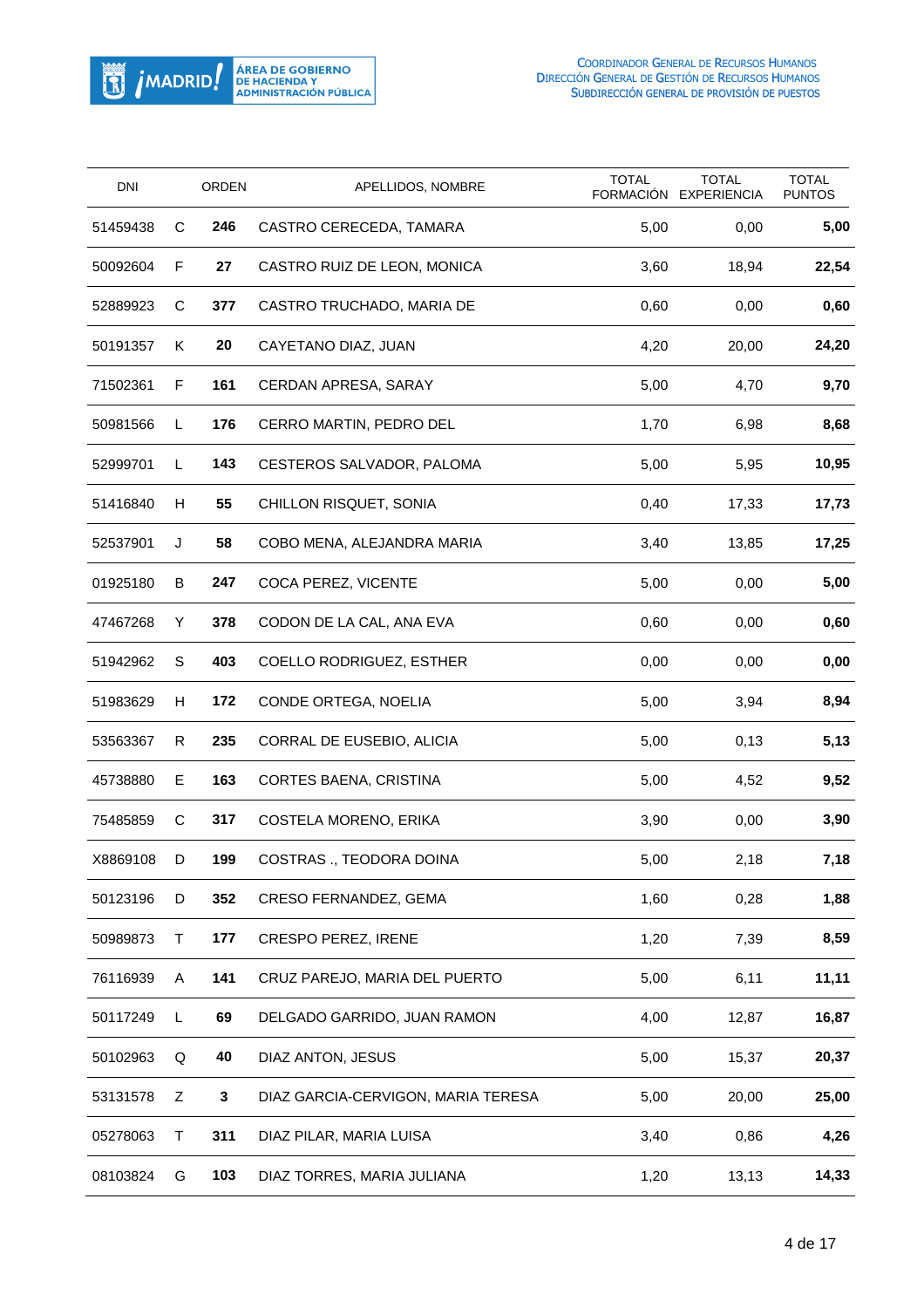| DNI | | ORDEN | APELLIDOS, NOMBRE | TOTAL FORMACIÓN | TOTAL EXPERIENCIA | TOTAL PUNTOS |
|---|---|---|---|---|---|---|
| 51459438 | C | **246** | CASTRO CERECEDA, TAMARA | 5,00 | 0,00 | **5,00** |
| 50092604 | F | **27** | CASTRO RUIZ DE LEON, MONICA | 3,60 | 18,94 | **22,54** |
| 52889923 | C | **377** | CASTRO TRUCHADO, MARIA DE | 0,60 | 0,00 | **0,60** |
| 50191357 | K | **20** | CAYETANO DIAZ, JUAN | 4,20 | 20,00 | **24,20** |
| 71502361 | F | **161** | CERDAN APRESA, SARAY | 5,00 | 4,70 | **9,70** |
| 50981566 | L | **176** | CERRO MARTIN, PEDRO DEL | 1,70 | 6,98 | **8,68** |
| 52999701 | L | **143** | CESTEROS SALVADOR, PALOMA | 5,00 | 5,95 | **10,95** |
| 51416840 | H | **55** | CHILLON RISQUET, SONIA | 0,40 | 17,33 | **17,73** |
| 52537901 | J | **58** | COBO MENA, ALEJANDRA MARIA | 3,40 | 13,85 | **17,25** |
| 01925180 | B | **247** | COCA PEREZ, VICENTE | 5,00 | 0,00 | **5,00** |
| 47467268 | Y | **378** | CODON DE LA CAL, ANA EVA | 0,60 | 0,00 | **0,60** |
| 51942962 | S | **403** | COELLO RODRIGUEZ, ESTHER | 0,00 | 0,00 | **0,00** |
| 51983629 | H | **172** | CONDE ORTEGA, NOELIA | 5,00 | 3,94 | **8,94** |
| 53563367 | R | **235** | CORRAL DE EUSEBIO, ALICIA | 5,00 | 0,13 | **5,13** |
| 45738880 | E | **163** | CORTES BAENA, CRISTINA | 5,00 | 4,52 | **9,52** |
| 75485859 | C | **317** | COSTELA MORENO, ERIKA | 3,90 | 0,00 | **3,90** |
| X8869108 | D | **199** | COSTRAS ., TEODORA DOINA | 5,00 | 2,18 | **7,18** |
| 50123196 | D | **352** | CRESO FERNANDEZ, GEMA | 1,60 | 0,28 | **1,88** |
| 50989873 | T | **177** | CRESPO PEREZ, IRENE | 1,20 | 7,39 | **8,59** |
| 76116939 | A | **141** | CRUZ PAREJO, MARIA DEL PUERTO | 5,00 | 6,11 | **11,11** |
| 50117249 | L | **69** | DELGADO GARRIDO, JUAN RAMON | 4,00 | 12,87 | **16,87** |
| 50102963 | Q | **40** | DIAZ ANTON, JESUS | 5,00 | 15,37 | **20,37** |
| 53131578 | Z | **3** | DIAZ GARCIA-CERVIGON, MARIA TERESA | 5,00 | 20,00 | **25,00** |
| 05278063 | T | **311** | DIAZ PILAR, MARIA LUISA | 3,40 | 0,86 | **4,26** |
| 08103824 | G | **103** | DIAZ TORRES, MARIA JULIANA | 1,20 | 13,13 | **14,33** |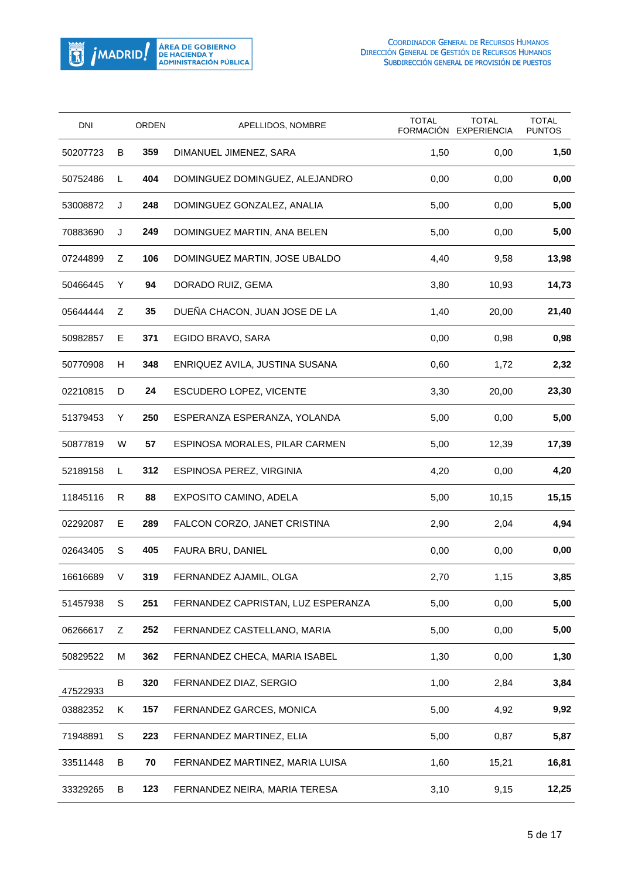| DNI | | ORDEN | APELLIDOS, NOMBRE | TOTAL FORMACIÓN | TOTAL EXPERIENCIA | TOTAL PUNTOS |
|---|---|---|---|---|---|---|
| 50207723 | B | **359** | DIMANUEL JIMENEZ, SARA | 1,50 | 0,00 | **1,50** |
| 50752486 | L | **404** | DOMINGUEZ DOMINGUEZ, ALEJANDRO | 0,00 | 0,00 | **0,00** |
| 53008872 | J | **248** | DOMINGUEZ GONZALEZ, ANALIA | 5,00 | 0,00 | **5,00** |
| 70883690 | J | **249** | DOMINGUEZ MARTIN, ANA BELEN | 5,00 | 0,00 | **5,00** |
| 07244899 | Z | **106** | DOMINGUEZ MARTIN, JOSE UBALDO | 4,40 | 9,58 | **13,98** |
| 50466445 | Y | **94** | DORADO RUIZ, GEMA | 3,80 | 10,93 | **14,73** |
| 05644444 | Z | **35** | DUEÑA CHACON, JUAN JOSE DE LA | 1,40 | 20,00 | **21,40** |
| 50982857 | E | **371** | EGIDO BRAVO, SARA | 0,00 | 0,98 | **0,98** |
| 50770908 | H | **348** | ENRIQUEZ AVILA, JUSTINA SUSANA | 0,60 | 1,72 | **2,32** |
| 02210815 | D | **24** | ESCUDERO LOPEZ, VICENTE | 3,30 | 20,00 | **23,30** |
| 51379453 | Y | **250** | ESPERANZA ESPERANZA, YOLANDA | 5,00 | 0,00 | **5,00** |
| 50877819 | W | **57** | ESPINOSA MORALES, PILAR CARMEN | 5,00 | 12,39 | **17,39** |
| 52189158 | L | **312** | ESPINOSA PEREZ, VIRGINIA | 4,20 | 0,00 | **4,20** |
| 11845116 | R | **88** | EXPOSITO CAMINO, ADELA | 5,00 | 10,15 | **15,15** |
| 02292087 | E | **289** | FALCON CORZO, JANET CRISTINA | 2,90 | 2,04 | **4,94** |
| 02643405 | S | **405** | FAURA BRU, DANIEL | 0,00 | 0,00 | **0,00** |
| 16616689 | V | **319** | FERNANDEZ AJAMIL, OLGA | 2,70 | 1,15 | **3,85** |
| 51457938 | S | **251** | FERNANDEZ CAPRISTAN, LUZ ESPERANZA | 5,00 | 0,00 | **5,00** |
| 06266617 | Z | **252** | FERNANDEZ CASTELLANO, MARIA | 5,00 | 0,00 | **5,00** |
| 50829522 | M | **362** | FERNANDEZ CHECA, MARIA ISABEL | 1,30 | 0,00 | **1,30** |
| 47522933 | B | **320** | FERNANDEZ DIAZ, SERGIO | 1,00 | 2,84 | **3,84** |
| 03882352 | K | **157** | FERNANDEZ GARCES, MONICA | 5,00 | 4,92 | **9,92** |
| 71948891 | S | **223** | FERNANDEZ MARTINEZ, ELIA | 5,00 | 0,87 | **5,87** |
| 33511448 | B | **70** | FERNANDEZ MARTINEZ, MARIA LUISA | 1,60 | 15,21 | **16,81** |
| 33329265 | B | **123** | FERNANDEZ NEIRA, MARIA TERESA | 3,10 | 9,15 | **12,25** |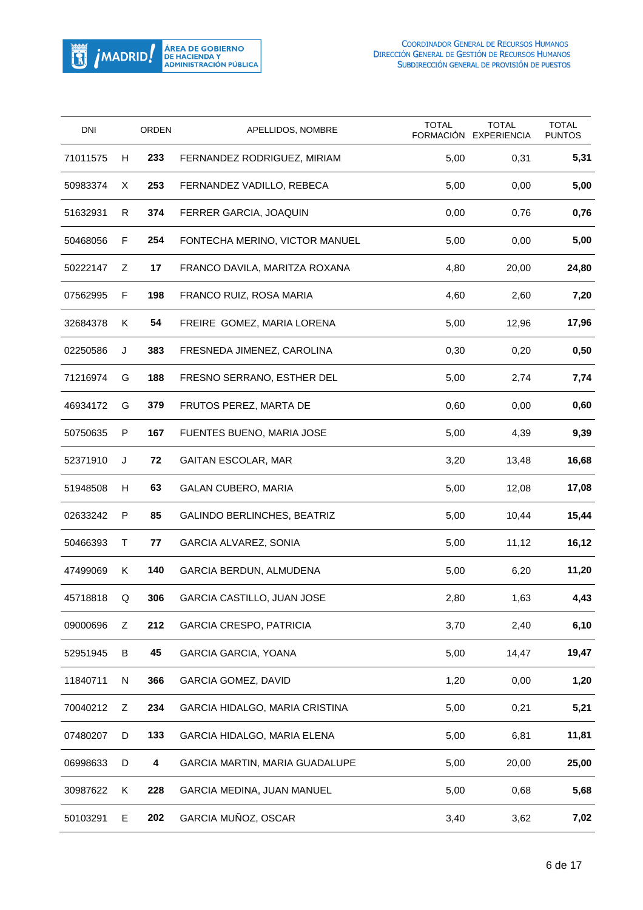| DNI | | ORDEN | APELLIDOS, NOMBRE | TOTAL FORMACIÓN | TOTAL EXPERIENCIA | TOTAL PUNTOS |
|---|---|---|---|---|---|---|
| 71011575 | H | **233** | FERNANDEZ RODRIGUEZ, MIRIAM | 5,00 | 0,31 | **5,31** |
| 50983374 | X | **253** | FERNANDEZ VADILLO, REBECA | 5,00 | 0,00 | **5,00** |
| 51632931 | R | **374** | FERRER GARCIA, JOAQUIN | 0,00 | 0,76 | **0,76** |
| 50468056 | F | **254** | FONTECHA MERINO, VICTOR MANUEL | 5,00 | 0,00 | **5,00** |
| 50222147 | Z | **17** | FRANCO DAVILA, MARITZA ROXANA | 4,80 | 20,00 | **24,80** |
| 07562995 | F | **198** | FRANCO RUIZ, ROSA MARIA | 4,60 | 2,60 | **7,20** |
| 32684378 | K | **54** | FREIRE GOMEZ, MARIA LORENA | 5,00 | 12,96 | **17,96** |
| 02250586 | J | **383** | FRESNEDA JIMENEZ, CAROLINA | 0,30 | 0,20 | **0,50** |
| 71216974 | G | **188** | FRESNO SERRANO, ESTHER DEL | 5,00 | 2,74 | **7,74** |
| 46934172 | G | **379** | FRUTOS PEREZ, MARTA DE | 0,60 | 0,00 | **0,60** |
| 50750635 | P | **167** | FUENTES BUENO, MARIA JOSE | 5,00 | 4,39 | **9,39** |
| 52371910 | J | **72** | GAITAN ESCOLAR, MAR | 3,20 | 13,48 | **16,68** |
| 51948508 | H | **63** | GALAN CUBERO, MARIA | 5,00 | 12,08 | **17,08** |
| 02633242 | P | **85** | GALINDO BERLINCHES, BEATRIZ | 5,00 | 10,44 | **15,44** |
| 50466393 | T | **77** | GARCIA ALVAREZ, SONIA | 5,00 | 11,12 | **16,12** |
| 47499069 | K | **140** | GARCIA BERDUN, ALMUDENA | 5,00 | 6,20 | **11,20** |
| 45718818 | Q | **306** | GARCIA CASTILLO, JUAN JOSE | 2,80 | 1,63 | **4,43** |
| 09000696 | Z | **212** | GARCIA CRESPO, PATRICIA | 3,70 | 2,40 | **6,10** |
| 52951945 | B | **45** | GARCIA GARCIA, YOANA | 5,00 | 14,47 | **19,47** |
| 11840711 | N | **366** | GARCIA GOMEZ, DAVID | 1,20 | 0,00 | **1,20** |
| 70040212 | Z | **234** | GARCIA HIDALGO, MARIA CRISTINA | 5,00 | 0,21 | **5,21** |
| 07480207 | D | **133** | GARCIA HIDALGO, MARIA ELENA | 5,00 | 6,81 | **11,81** |
| 06998633 | D | **4** | GARCIA MARTIN, MARIA GUADALUPE | 5,00 | 20,00 | **25,00** |
| 30987622 | K | **228** | GARCIA MEDINA, JUAN MANUEL | 5,00 | 0,68 | **5,68** |
| 50103291 | E | **202** | GARCIA MUÑOZ, OSCAR | 3,40 | 3,62 | **7,02** |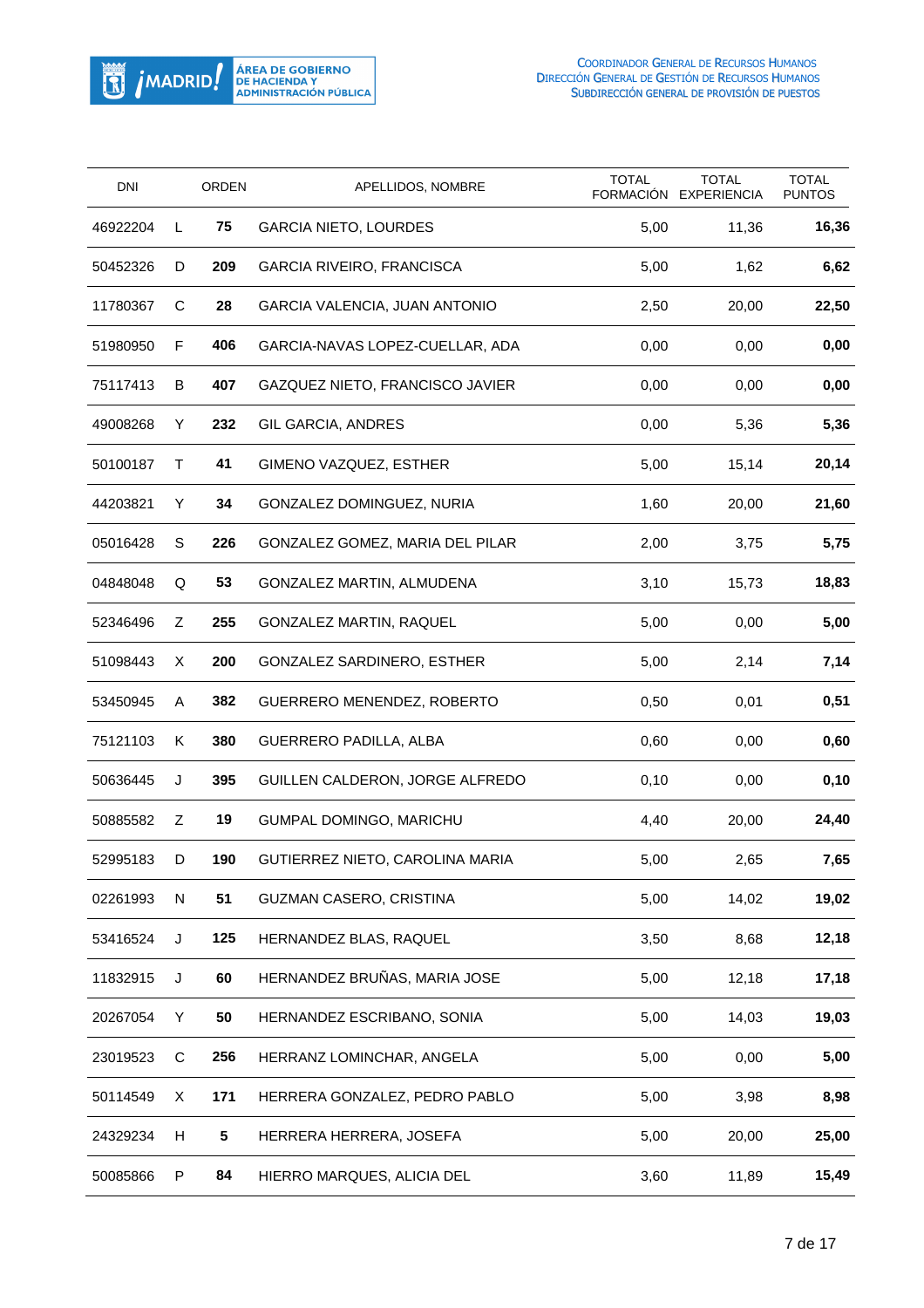| DNI | | ORDEN | APELLIDOS, NOMBRE | TOTAL FORMACIÓN | TOTAL EXPERIENCIA | TOTAL PUNTOS |
|---|---|---|---|---|---|---|
| 46922204 | L | **75** | GARCIA NIETO, LOURDES | 5,00 | 11,36 | **16,36** |
| 50452326 | D | **209** | GARCIA RIVEIRO, FRANCISCA | 5,00 | 1,62 | **6,62** |
| 11780367 | C | **28** | GARCIA VALENCIA, JUAN ANTONIO | 2,50 | 20,00 | **22,50** |
| 51980950 | F | **406** | GARCIA-NAVAS LOPEZ-CUELLAR, ADA | 0,00 | 0,00 | **0,00** |
| 75117413 | B | **407** | GAZQUEZ NIETO, FRANCISCO JAVIER | 0,00 | 0,00 | **0,00** |
| 49008268 | Y | **232** | GIL GARCIA, ANDRES | 0,00 | 5,36 | **5,36** |
| 50100187 | T | **41** | GIMENO VAZQUEZ, ESTHER | 5,00 | 15,14 | **20,14** |
| 44203821 | Y | **34** | GONZALEZ DOMINGUEZ, NURIA | 1,60 | 20,00 | **21,60** |
| 05016428 | S | **226** | GONZALEZ GOMEZ, MARIA DEL PILAR | 2,00 | 3,75 | **5,75** |
| 04848048 | Q | **53** | GONZALEZ MARTIN, ALMUDENA | 3,10 | 15,73 | **18,83** |
| 52346496 | Z | **255** | GONZALEZ MARTIN, RAQUEL | 5,00 | 0,00 | **5,00** |
| 51098443 | X | **200** | GONZALEZ SARDINERO, ESTHER | 5,00 | 2,14 | **7,14** |
| 53450945 | A | **382** | GUERRERO MENENDEZ, ROBERTO | 0,50 | 0,01 | **0,51** |
| 75121103 | K | **380** | GUERRERO PADILLA, ALBA | 0,60 | 0,00 | **0,60** |
| 50636445 | J | **395** | GUILLEN CALDERON, JORGE ALFREDO | 0,10 | 0,00 | **0,10** |
| 50885582 | Z | **19** | GUMPAL DOMINGO, MARICHU | 4,40 | 20,00 | **24,40** |
| 52995183 | D | **190** | GUTIERREZ NIETO, CAROLINA MARIA | 5,00 | 2,65 | **7,65** |
| 02261993 | N | **51** | GUZMAN CASERO, CRISTINA | 5,00 | 14,02 | **19,02** |
| 53416524 | J | **125** | HERNANDEZ BLAS, RAQUEL | 3,50 | 8,68 | **12,18** |
| 11832915 | J | **60** | HERNANDEZ BRUÑAS, MARIA JOSE | 5,00 | 12,18 | **17,18** |
| 20267054 | Y | **50** | HERNANDEZ ESCRIBANO, SONIA | 5,00 | 14,03 | **19,03** |
| 23019523 | C | **256** | HERRANZ LOMINCHAR, ANGELA | 5,00 | 0,00 | **5,00** |
| 50114549 | X | **171** | HERRERA GONZALEZ, PEDRO PABLO | 5,00 | 3,98 | **8,98** |
| 24329234 | H | **5** | HERRERA HERRERA, JOSEFA | 5,00 | 20,00 | **25,00** |
| 50085866 | P | **84** | HIERRO MARQUES, ALICIA DEL | 3,60 | 11,89 | **15,49** |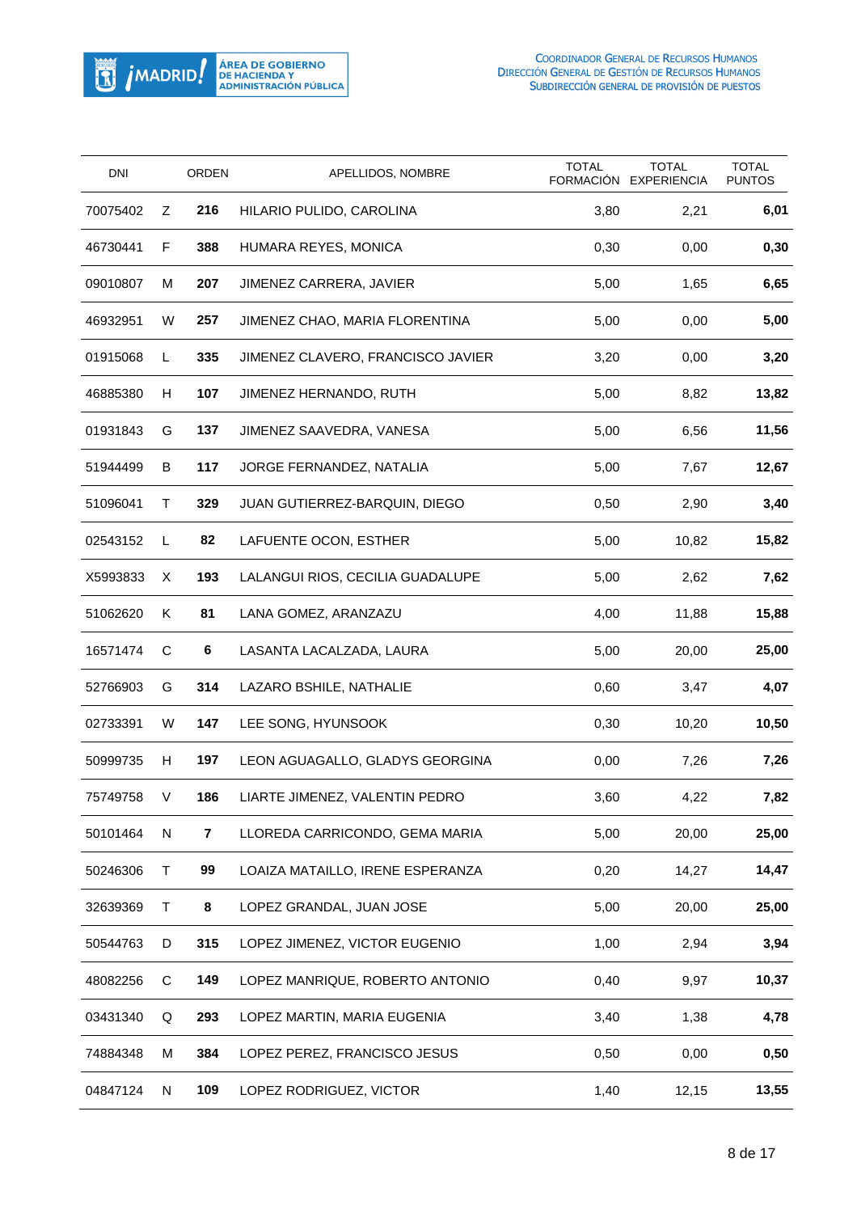| DNI | | ORDEN | APELLIDOS, NOMBRE | TOTAL FORMACIÓN | TOTAL EXPERIENCIA | TOTAL PUNTOS |
|---|---|---|---|---|---|---|
| 70075402 | Z | **216** | HILARIO PULIDO, CAROLINA | 3,80 | 2,21 | **6,01** |
| 46730441 | F | **388** | HUMARA REYES, MONICA | 0,30 | 0,00 | **0,30** |
| 09010807 | M | **207** | JIMENEZ CARRERA, JAVIER | 5,00 | 1,65 | **6,65** |
| 46932951 | W | **257** | JIMENEZ CHAO, MARIA FLORENTINA | 5,00 | 0,00 | **5,00** |
| 01915068 | L | **335** | JIMENEZ CLAVERO, FRANCISCO JAVIER | 3,20 | 0,00 | **3,20** |
| 46885380 | H | **107** | JIMENEZ HERNANDO, RUTH | 5,00 | 8,82 | **13,82** |
| 01931843 | G | **137** | JIMENEZ SAAVEDRA, VANESA | 5,00 | 6,56 | **11,56** |
| 51944499 | B | **117** | JORGE FERNANDEZ, NATALIA | 5,00 | 7,67 | **12,67** |
| 51096041 | T | **329** | JUAN GUTIERREZ-BARQUIN, DIEGO | 0,50 | 2,90 | **3,40** |
| 02543152 | L | **82** | LAFUENTE OCON, ESTHER | 5,00 | 10,82 | **15,82** |
| X5993833 | X | **193** | LALANGUI RIOS, CECILIA GUADALUPE | 5,00 | 2,62 | **7,62** |
| 51062620 | K | **81** | LANA GOMEZ, ARANZAZU | 4,00 | 11,88 | **15,88** |
| 16571474 | C | **6** | LASANTA LACALZADA, LAURA | 5,00 | 20,00 | **25,00** |
| 52766903 | G | **314** | LAZARO BSHILE, NATHALIE | 0,60 | 3,47 | **4,07** |
| 02733391 | W | **147** | LEE SONG, HYUNSOOK | 0,30 | 10,20 | **10,50** |
| 50999735 | H | **197** | LEON AGUAGALLO, GLADYS GEORGINA | 0,00 | 7,26 | **7,26** |
| 75749758 | V | **186** | LIARTE JIMENEZ, VALENTIN PEDRO | 3,60 | 4,22 | **7,82** |
| 50101464 | N | **7** | LLOREDA CARRICONDO, GEMA MARIA | 5,00 | 20,00 | **25,00** |
| 50246306 | T | **99** | LOAIZA MATAILLO, IRENE ESPERANZA | 0,20 | 14,27 | **14,47** |
| 32639369 | T | **8** | LOPEZ GRANDAL, JUAN JOSE | 5,00 | 20,00 | **25,00** |
| 50544763 | D | **315** | LOPEZ JIMENEZ, VICTOR EUGENIO | 1,00 | 2,94 | **3,94** |
| 48082256 | C | **149** | LOPEZ MANRIQUE, ROBERTO ANTONIO | 0,40 | 9,97 | **10,37** |
| 03431340 | Q | **293** | LOPEZ MARTIN, MARIA EUGENIA | 3,40 | 1,38 | **4,78** |
| 74884348 | M | **384** | LOPEZ PEREZ, FRANCISCO JESUS | 0,50 | 0,00 | **0,50** |
| 04847124 | N | **109** | LOPEZ RODRIGUEZ, VICTOR | 1,40 | 12,15 | **13,55** |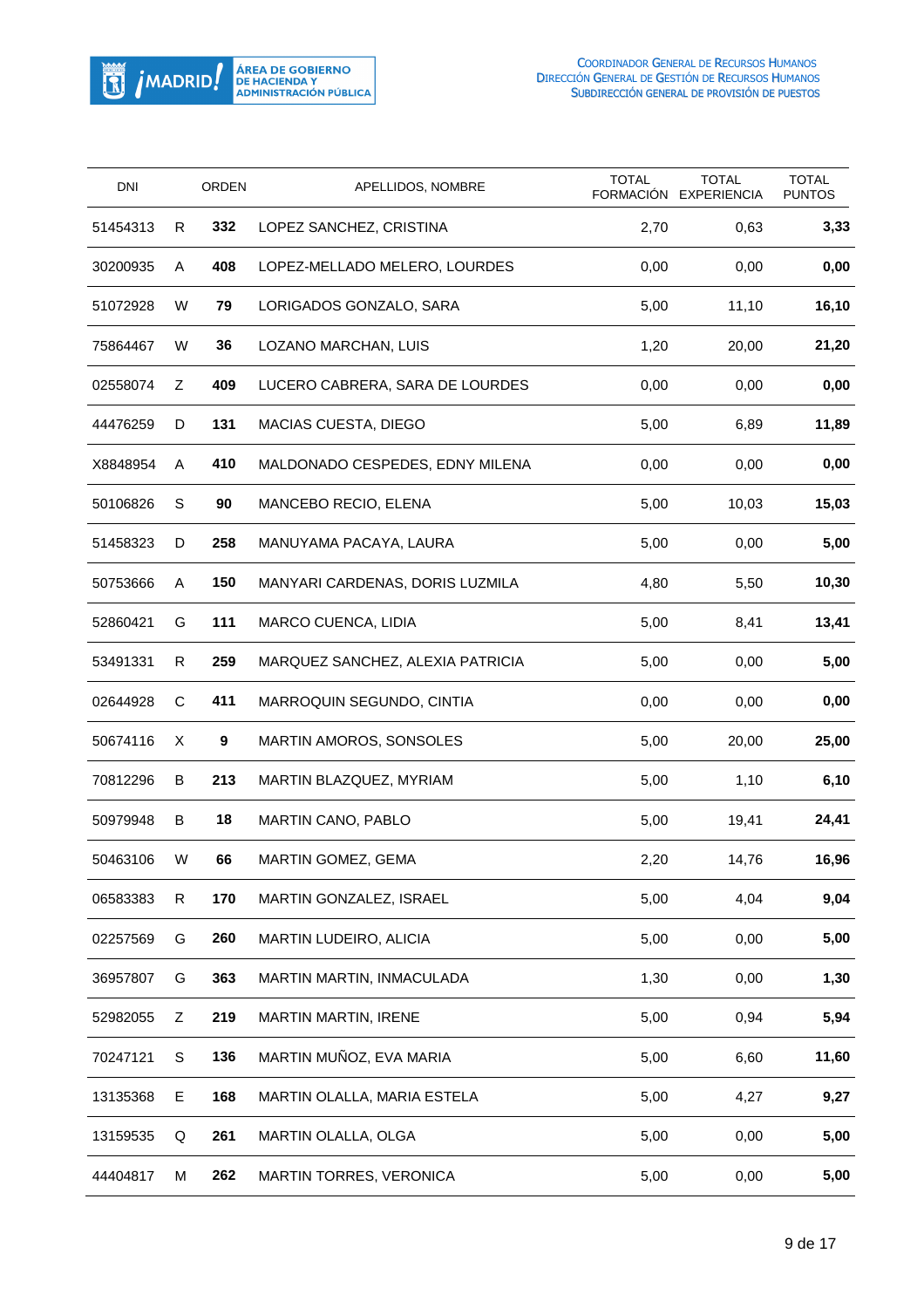| DNI | | ORDEN | APELLIDOS, NOMBRE | TOTAL FORMACIÓN | TOTAL EXPERIENCIA | TOTAL PUNTOS |
|---|---|---|---|---|---|---|
| 51454313 | R | **332** | LOPEZ SANCHEZ, CRISTINA | 2,70 | 0,63 | **3,33** |
| 30200935 | A | **408** | LOPEZ-MELLADO MELERO, LOURDES | 0,00 | 0,00 | **0,00** |
| 51072928 | W | **79** | LORIGADOS GONZALO, SARA | 5,00 | 11,10 | **16,10** |
| 75864467 | W | **36** | LOZANO MARCHAN, LUIS | 1,20 | 20,00 | **21,20** |
| 02558074 | Z | **409** | LUCERO CABRERA, SARA DE LOURDES | 0,00 | 0,00 | **0,00** |
| 44476259 | D | **131** | MACIAS CUESTA, DIEGO | 5,00 | 6,89 | **11,89** |
| X8848954 | A | **410** | MALDONADO CESPEDES, EDNY MILENA | 0,00 | 0,00 | **0,00** |
| 50106826 | S | **90** | MANCEBO RECIO, ELENA | 5,00 | 10,03 | **15,03** |
| 51458323 | D | **258** | MANUYAMA PACAYA, LAURA | 5,00 | 0,00 | **5,00** |
| 50753666 | A | **150** | MANYARI CARDENAS, DORIS LUZMILA | 4,80 | 5,50 | **10,30** |
| 52860421 | G | **111** | MARCO CUENCA, LIDIA | 5,00 | 8,41 | **13,41** |
| 53491331 | R | **259** | MARQUEZ SANCHEZ, ALEXIA PATRICIA | 5,00 | 0,00 | **5,00** |
| 02644928 | C | **411** | MARROQUIN SEGUNDO, CINTIA | 0,00 | 0,00 | **0,00** |
| 50674116 | X | **9** | MARTIN AMOROS, SONSOLES | 5,00 | 20,00 | **25,00** |
| 70812296 | B | **213** | MARTIN BLAZQUEZ, MYRIAM | 5,00 | 1,10 | **6,10** |
| 50979948 | B | **18** | MARTIN CANO, PABLO | 5,00 | 19,41 | **24,41** |
| 50463106 | W | **66** | MARTIN GOMEZ, GEMA | 2,20 | 14,76 | **16,96** |
| 06583383 | R | **170** | MARTIN GONZALEZ, ISRAEL | 5,00 | 4,04 | **9,04** |
| 02257569 | G | **260** | MARTIN LUDEIRO, ALICIA | 5,00 | 0,00 | **5,00** |
| 36957807 | G | **363** | MARTIN MARTIN, INMACULADA | 1,30 | 0,00 | **1,30** |
| 52982055 | Z | **219** | MARTIN MARTIN, IRENE | 5,00 | 0,94 | **5,94** |
| 70247121 | S | **136** | MARTIN MUÑOZ, EVA MARIA | 5,00 | 6,60 | **11,60** |
| 13135368 | E | **168** | MARTIN OLALLA, MARIA ESTELA | 5,00 | 4,27 | **9,27** |
| 13159535 | Q | **261** | MARTIN OLALLA, OLGA | 5,00 | 0,00 | **5,00** |
| 44404817 | M | **262** | MARTIN TORRES, VERONICA | 5,00 | 0,00 | **5,00** |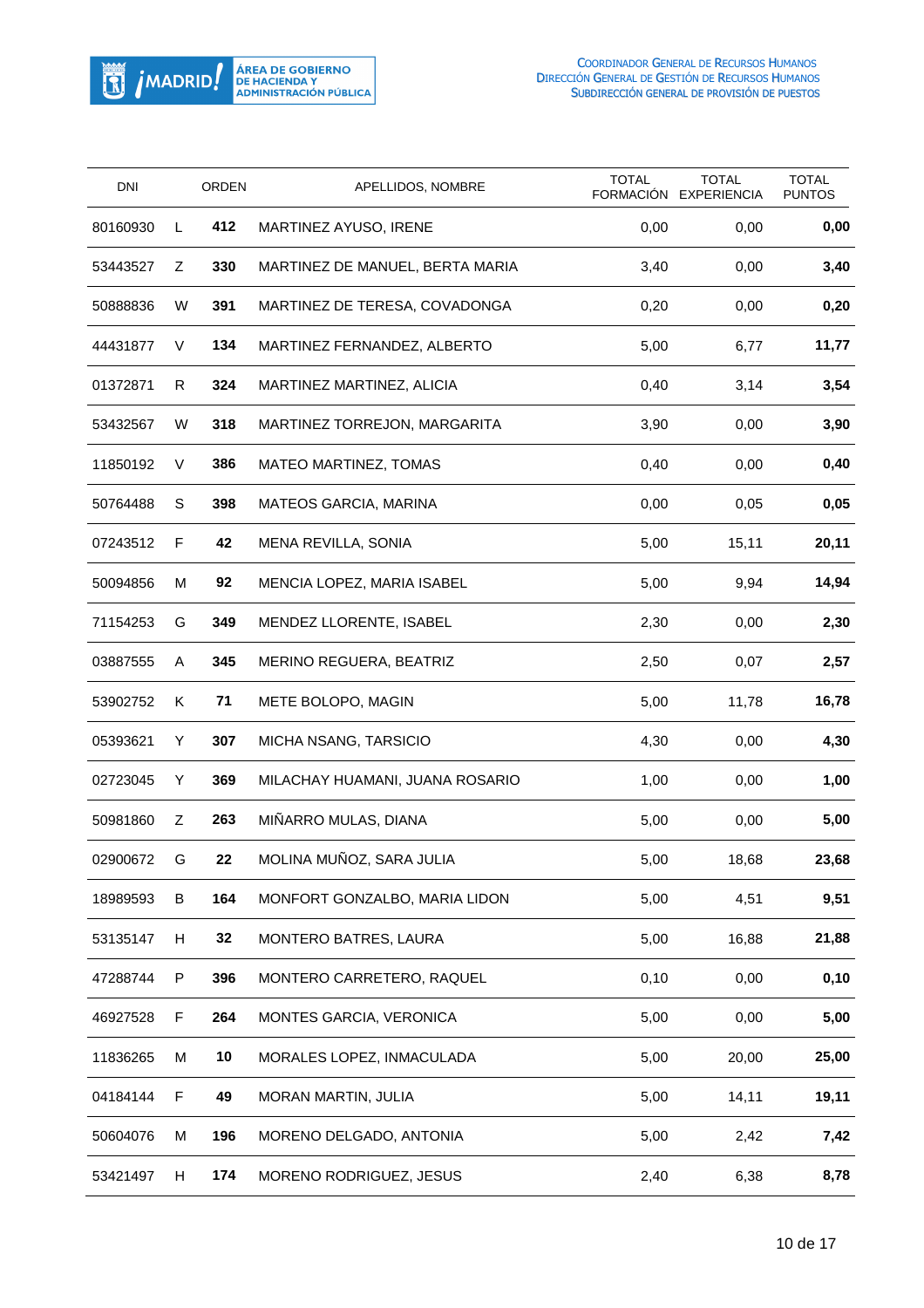| DNI | | ORDEN | APELLIDOS, NOMBRE | TOTAL FORMACIÓN | TOTAL EXPERIENCIA | TOTAL PUNTOS |
|---|---|---|---|---|---|---|
| 80160930 | L | **412** | MARTINEZ AYUSO, IRENE | 0,00 | 0,00 | **0,00** |
| 53443527 | Z | **330** | MARTINEZ DE MANUEL, BERTA MARIA | 3,40 | 0,00 | **3,40** |
| 50888836 | W | **391** | MARTINEZ DE TERESA, COVADONGA | 0,20 | 0,00 | **0,20** |
| 44431877 | V | **134** | MARTINEZ FERNANDEZ, ALBERTO | 5,00 | 6,77 | **11,77** |
| 01372871 | R | **324** | MARTINEZ MARTINEZ, ALICIA | 0,40 | 3,14 | **3,54** |
| 53432567 | W | **318** | MARTINEZ TORREJON, MARGARITA | 3,90 | 0,00 | **3,90** |
| 11850192 | V | **386** | MATEO MARTINEZ, TOMAS | 0,40 | 0,00 | **0,40** |
| 50764488 | S | **398** | MATEOS GARCIA, MARINA | 0,00 | 0,05 | **0,05** |
| 07243512 | F | **42** | MENA REVILLA, SONIA | 5,00 | 15,11 | **20,11** |
| 50094856 | M | **92** | MENCIA LOPEZ, MARIA ISABEL | 5,00 | 9,94 | **14,94** |
| 71154253 | G | **349** | MENDEZ LLORENTE, ISABEL | 2,30 | 0,00 | **2,30** |
| 03887555 | A | **345** | MERINO REGUERA, BEATRIZ | 2,50 | 0,07 | **2,57** |
| 53902752 | K | **71** | METE BOLOPO, MAGIN | 5,00 | 11,78 | **16,78** |
| 05393621 | Y | **307** | MICHA NSANG, TARSICIO | 4,30 | 0,00 | **4,30** |
| 02723045 | Y | **369** | MILACHAY HUAMANI, JUANA ROSARIO | 1,00 | 0,00 | **1,00** |
| 50981860 | Z | **263** | MIÑARRO MULAS, DIANA | 5,00 | 0,00 | **5,00** |
| 02900672 | G | **22** | MOLINA MUÑOZ, SARA JULIA | 5,00 | 18,68 | **23,68** |
| 18989593 | B | **164** | MONFORT GONZALBO, MARIA LIDON | 5,00 | 4,51 | **9,51** |
| 53135147 | H | **32** | MONTERO BATRES, LAURA | 5,00 | 16,88 | **21,88** |
| 47288744 | P | **396** | MONTERO CARRETERO, RAQUEL | 0,10 | 0,00 | **0,10** |
| 46927528 | F | **264** | MONTES GARCIA, VERONICA | 5,00 | 0,00 | **5,00** |
| 11836265 | M | **10** | MORALES LOPEZ, INMACULADA | 5,00 | 20,00 | **25,00** |
| 04184144 | F | **49** | MORAN MARTIN, JULIA | 5,00 | 14,11 | **19,11** |
| 50604076 | M | **196** | MORENO DELGADO, ANTONIA | 5,00 | 2,42 | **7,42** |
| 53421497 | H | **174** | MORENO RODRIGUEZ, JESUS | 2,40 | 6,38 | **8,78** |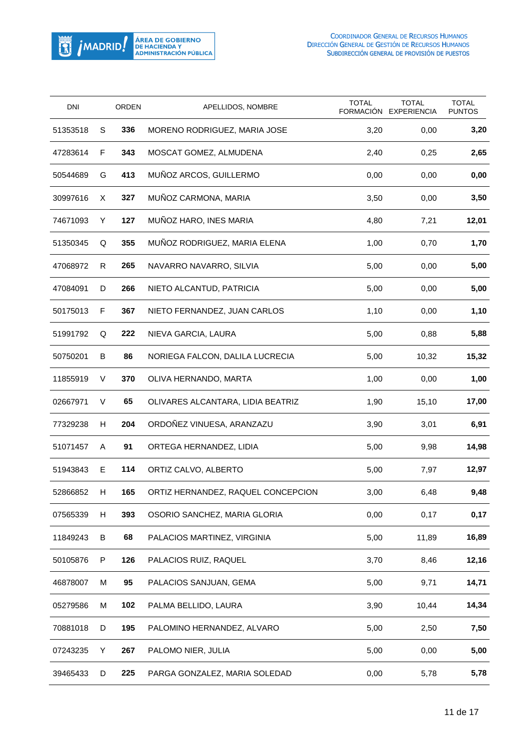| DNI | | ORDEN | APELLIDOS, NOMBRE | TOTAL FORMACIÓN | TOTAL EXPERIENCIA | TOTAL PUNTOS |
|---|---|---|---|---|---|---|
| 51353518 | S | **336** | MORENO RODRIGUEZ, MARIA JOSE | 3,20 | 0,00 | **3,20** |
| 47283614 | F | **343** | MOSCAT GOMEZ, ALMUDENA | 2,40 | 0,25 | **2,65** |
| 50544689 | G | **413** | MUÑOZ ARCOS, GUILLERMO | 0,00 | 0,00 | **0,00** |
| 30997616 | X | **327** | MUÑOZ CARMONA, MARIA | 3,50 | 0,00 | **3,50** |
| 74671093 | Y | **127** | MUÑOZ HARO, INES MARIA | 4,80 | 7,21 | **12,01** |
| 51350345 | Q | **355** | MUÑOZ RODRIGUEZ, MARIA ELENA | 1,00 | 0,70 | **1,70** |
| 47068972 | R | **265** | NAVARRO NAVARRO, SILVIA | 5,00 | 0,00 | **5,00** |
| 47084091 | D | **266** | NIETO ALCANTUD, PATRICIA | 5,00 | 0,00 | **5,00** |
| 50175013 | F | **367** | NIETO FERNANDEZ, JUAN CARLOS | 1,10 | 0,00 | **1,10** |
| 51991792 | Q | **222** | NIEVA GARCIA, LAURA | 5,00 | 0,88 | **5,88** |
| 50750201 | B | **86** | NORIEGA FALCON, DALILA LUCRECIA | 5,00 | 10,32 | **15,32** |
| 11855919 | V | **370** | OLIVA HERNANDO, MARTA | 1,00 | 0,00 | **1,00** |
| 02667971 | V | **65** | OLIVARES ALCANTARA, LIDIA BEATRIZ | 1,90 | 15,10 | **17,00** |
| 77329238 | H | **204** | ORDOÑEZ VINUESA, ARANZAZU | 3,90 | 3,01 | **6,91** |
| 51071457 | A | **91** | ORTEGA HERNANDEZ, LIDIA | 5,00 | 9,98 | **14,98** |
| 51943843 | E | **114** | ORTIZ CALVO, ALBERTO | 5,00 | 7,97 | **12,97** |
| 52866852 | H | **165** | ORTIZ HERNANDEZ, RAQUEL CONCEPCION | 3,00 | 6,48 | **9,48** |
| 07565339 | H | **393** | OSORIO SANCHEZ, MARIA GLORIA | 0,00 | 0,17 | **0,17** |
| 11849243 | B | **68** | PALACIOS MARTINEZ, VIRGINIA | 5,00 | 11,89 | **16,89** |
| 50105876 | P | **126** | PALACIOS RUIZ, RAQUEL | 3,70 | 8,46 | **12,16** |
| 46878007 | M | **95** | PALACIOS SANJUAN, GEMA | 5,00 | 9,71 | **14,71** |
| 05279586 | M | **102** | PALMA BELLIDO, LAURA | 3,90 | 10,44 | **14,34** |
| 70881018 | D | **195** | PALOMINO HERNANDEZ, ALVARO | 5,00 | 2,50 | **7,50** |
| 07243235 | Y | **267** | PALOMO NIER, JULIA | 5,00 | 0,00 | **5,00** |
| 39465433 | D | **225** | PARGA GONZALEZ, MARIA SOLEDAD | 0,00 | 5,78 | **5,78** |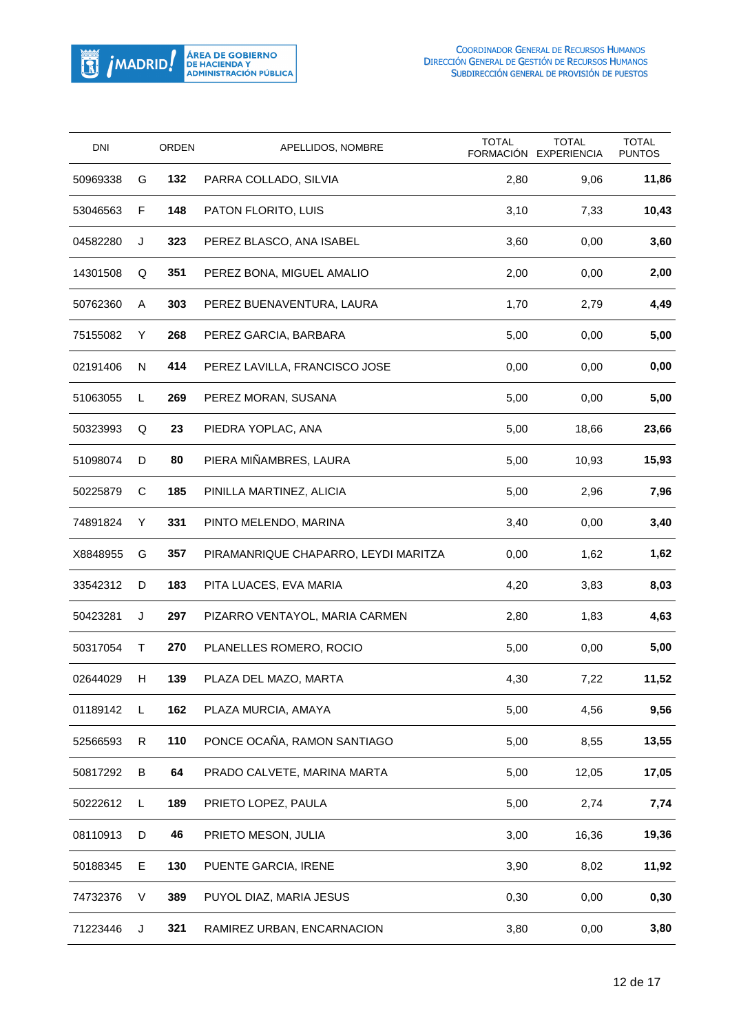| DNI | | ORDEN | APELLIDOS, NOMBRE | TOTAL FORMACIÓN | TOTAL EXPERIENCIA | TOTAL PUNTOS |
|---|---|---|---|---|---|---|
| 50969338 | G | **132** | PARRA COLLADO, SILVIA | 2,80 | 9,06 | **11,86** |
| 53046563 | F | **148** | PATON FLORITO, LUIS | 3,10 | 7,33 | **10,43** |
| 04582280 | J | **323** | PEREZ BLASCO, ANA ISABEL | 3,60 | 0,00 | **3,60** |
| 14301508 | Q | **351** | PEREZ BONA, MIGUEL AMALIO | 2,00 | 0,00 | **2,00** |
| 50762360 | A | **303** | PEREZ BUENAVENTURA, LAURA | 1,70 | 2,79 | **4,49** |
| 75155082 | Y | **268** | PEREZ GARCIA, BARBARA | 5,00 | 0,00 | **5,00** |
| 02191406 | N | **414** | PEREZ LAVILLA, FRANCISCO JOSE | 0,00 | 0,00 | **0,00** |
| 51063055 | L | **269** | PEREZ MORAN, SUSANA | 5,00 | 0,00 | **5,00** |
| 50323993 | Q | **23** | PIEDRA YOPLAC, ANA | 5,00 | 18,66 | **23,66** |
| 51098074 | D | **80** | PIERA MIÑAMBRES, LAURA | 5,00 | 10,93 | **15,93** |
| 50225879 | C | **185** | PINILLA MARTINEZ, ALICIA | 5,00 | 2,96 | **7,96** |
| 74891824 | Y | **331** | PINTO MELENDO, MARINA | 3,40 | 0,00 | **3,40** |
| X8848955 | G | **357** | PIRAMANRIQUE CHAPARRO, LEYDI MARITZA | 0,00 | 1,62 | **1,62** |
| 33542312 | D | **183** | PITA LUACES, EVA MARIA | 4,20 | 3,83 | **8,03** |
| 50423281 | J | **297** | PIZARRO VENTAYOL, MARIA CARMEN | 2,80 | 1,83 | **4,63** |
| 50317054 | T | **270** | PLANELLES ROMERO, ROCIO | 5,00 | 0,00 | **5,00** |
| 02644029 | H | **139** | PLAZA DEL MAZO, MARTA | 4,30 | 7,22 | **11,52** |
| 01189142 | L | **162** | PLAZA MURCIA, AMAYA | 5,00 | 4,56 | **9,56** |
| 52566593 | R | **110** | PONCE OCAÑA, RAMON SANTIAGO | 5,00 | 8,55 | **13,55** |
| 50817292 | B | **64** | PRADO CALVETE, MARINA MARTA | 5,00 | 12,05 | **17,05** |
| 50222612 | L | **189** | PRIETO LOPEZ, PAULA | 5,00 | 2,74 | **7,74** |
| 08110913 | D | **46** | PRIETO MESON, JULIA | 3,00 | 16,36 | **19,36** |
| 50188345 | E | **130** | PUENTE GARCIA, IRENE | 3,90 | 8,02 | **11,92** |
| 74732376 | V | **389** | PUYOL DIAZ, MARIA JESUS | 0,30 | 0,00 | **0,30** |
| 71223446 | J | **321** | RAMIREZ URBAN, ENCARNACION | 3,80 | 0,00 | **3,80** |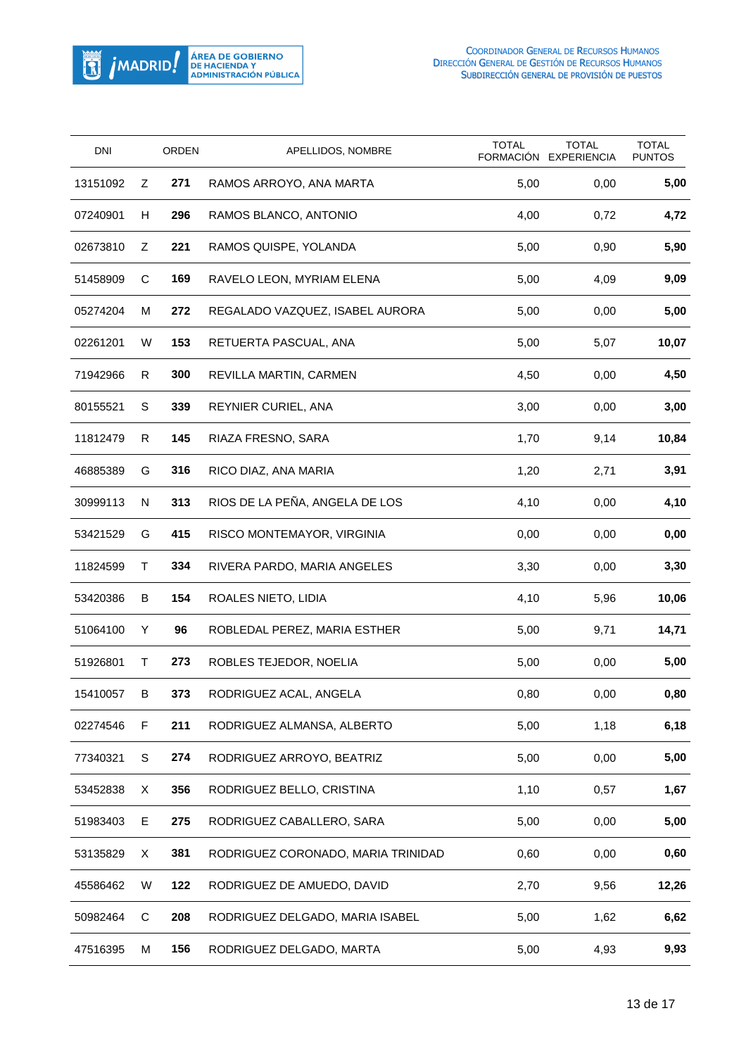| DNI | | ORDEN | APELLIDOS, NOMBRE | TOTAL FORMACIÓN | TOTAL EXPERIENCIA | TOTAL PUNTOS |
|---|---|---|---|---|---|---|
| 13151092 | Z | **271** | RAMOS ARROYO, ANA MARTA | 5,00 | 0,00 | **5,00** |
| 07240901 | H | **296** | RAMOS BLANCO, ANTONIO | 4,00 | 0,72 | **4,72** |
| 02673810 | Z | **221** | RAMOS QUISPE, YOLANDA | 5,00 | 0,90 | **5,90** |
| 51458909 | C | **169** | RAVELO LEON, MYRIAM ELENA | 5,00 | 4,09 | **9,09** |
| 05274204 | M | **272** | REGALADO VAZQUEZ, ISABEL AURORA | 5,00 | 0,00 | **5,00** |
| 02261201 | W | **153** | RETUERTA PASCUAL, ANA | 5,00 | 5,07 | **10,07** |
| 71942966 | R | **300** | REVILLA MARTIN, CARMEN | 4,50 | 0,00 | **4,50** |
| 80155521 | S | **339** | REYNIER CURIEL, ANA | 3,00 | 0,00 | **3,00** |
| 11812479 | R | **145** | RIAZA FRESNO, SARA | 1,70 | 9,14 | **10,84** |
| 46885389 | G | **316** | RICO DIAZ, ANA MARIA | 1,20 | 2,71 | **3,91** |
| 30999113 | N | **313** | RIOS DE LA PEÑA, ANGELA DE LOS | 4,10 | 0,00 | **4,10** |
| 53421529 | G | **415** | RISCO MONTEMAYOR, VIRGINIA | 0,00 | 0,00 | **0,00** |
| 11824599 | T | **334** | RIVERA PARDO, MARIA ANGELES | 3,30 | 0,00 | **3,30** |
| 53420386 | B | **154** | ROALES NIETO, LIDIA | 4,10 | 5,96 | **10,06** |
| 51064100 | Y | **96** | ROBLEDAL PEREZ, MARIA ESTHER | 5,00 | 9,71 | **14,71** |
| 51926801 | T | **273** | ROBLES TEJEDOR, NOELIA | 5,00 | 0,00 | **5,00** |
| 15410057 | B | **373** | RODRIGUEZ ACAL, ANGELA | 0,80 | 0,00 | **0,80** |
| 02274546 | F | **211** | RODRIGUEZ ALMANSA, ALBERTO | 5,00 | 1,18 | **6,18** |
| 77340321 | S | **274** | RODRIGUEZ ARROYO, BEATRIZ | 5,00 | 0,00 | **5,00** |
| 53452838 | X | **356** | RODRIGUEZ BELLO, CRISTINA | 1,10 | 0,57 | **1,67** |
| 51983403 | E | **275** | RODRIGUEZ CABALLERO, SARA | 5,00 | 0,00 | **5,00** |
| 53135829 | X | **381** | RODRIGUEZ CORONADO, MARIA TRINIDAD | 0,60 | 0,00 | **0,60** |
| 45586462 | W | **122** | RODRIGUEZ DE AMUEDO, DAVID | 2,70 | 9,56 | **12,26** |
| 50982464 | C | **208** | RODRIGUEZ DELGADO, MARIA ISABEL | 5,00 | 1,62 | **6,62** |
| 47516395 | M | **156** | RODRIGUEZ DELGADO, MARTA | 5,00 | 4,93 | **9,93** |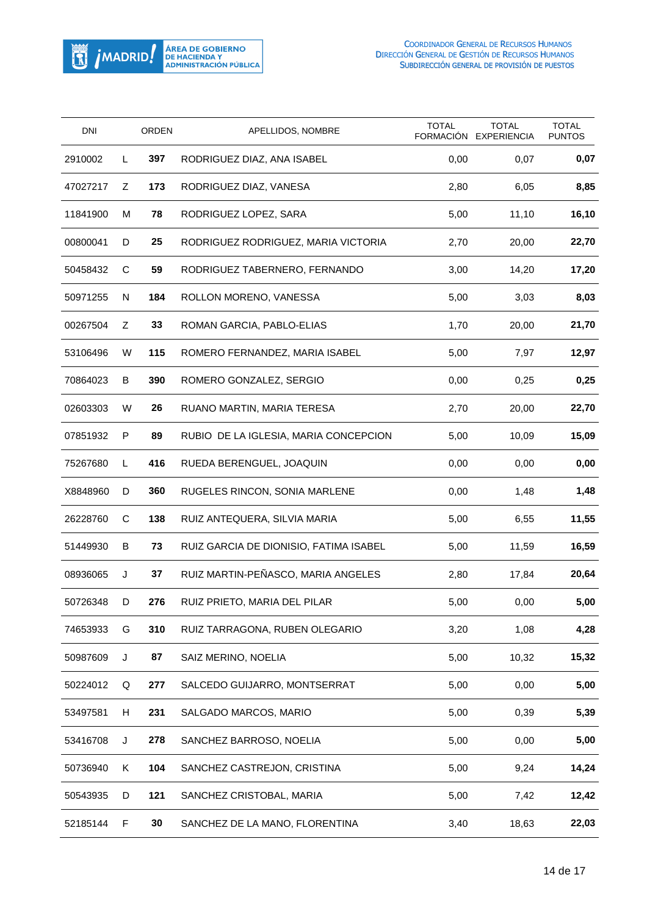| DNI | | ORDEN | APELLIDOS, NOMBRE | TOTAL FORMACIÓN | TOTAL EXPERIENCIA | TOTAL PUNTOS |
|---|---|---|---|---|---|---|
| 2910002 | L | **397** | RODRIGUEZ DIAZ, ANA ISABEL | 0,00 | 0,07 | **0,07** |
| 47027217 | Z | **173** | RODRIGUEZ DIAZ, VANESA | 2,80 | 6,05 | **8,85** |
| 11841900 | M | **78** | RODRIGUEZ LOPEZ, SARA | 5,00 | 11,10 | **16,10** |
| 00800041 | D | **25** | RODRIGUEZ RODRIGUEZ, MARIA VICTORIA | 2,70 | 20,00 | **22,70** |
| 50458432 | C | **59** | RODRIGUEZ TABERNERO, FERNANDO | 3,00 | 14,20 | **17,20** |
| 50971255 | N | **184** | ROLLON MORENO, VANESSA | 5,00 | 3,03 | **8,03** |
| 00267504 | Z | **33** | ROMAN GARCIA, PABLO-ELIAS | 1,70 | 20,00 | **21,70** |
| 53106496 | W | **115** | ROMERO FERNANDEZ, MARIA ISABEL | 5,00 | 7,97 | **12,97** |
| 70864023 | B | **390** | ROMERO GONZALEZ, SERGIO | 0,00 | 0,25 | **0,25** |
| 02603303 | W | **26** | RUANO MARTIN, MARIA TERESA | 2,70 | 20,00 | **22,70** |
| 07851932 | P | **89** | RUBIO DE LA IGLESIA, MARIA CONCEPCION | 5,00 | 10,09 | **15,09** |
| 75267680 | L | **416** | RUEDA BERENGUEL, JOAQUIN | 0,00 | 0,00 | **0,00** |
| X8848960 | D | **360** | RUGELES RINCON, SONIA MARLENE | 0,00 | 1,48 | **1,48** |
| 26228760 | C | **138** | RUIZ ANTEQUERA, SILVIA MARIA | 5,00 | 6,55 | **11,55** |
| 51449930 | B | **73** | RUIZ GARCIA DE DIONISIO, FATIMA ISABEL | 5,00 | 11,59 | **16,59** |
| 08936065 | J | **37** | RUIZ MARTIN-PEÑASCO, MARIA ANGELES | 2,80 | 17,84 | **20,64** |
| 50726348 | D | **276** | RUIZ PRIETO, MARIA DEL PILAR | 5,00 | 0,00 | **5,00** |
| 74653933 | G | **310** | RUIZ TARRAGONA, RUBEN OLEGARIO | 3,20 | 1,08 | **4,28** |
| 50987609 | J | **87** | SAIZ MERINO, NOELIA | 5,00 | 10,32 | **15,32** |
| 50224012 | Q | **277** | SALCEDO GUIJARRO, MONTSERRAT | 5,00 | 0,00 | **5,00** |
| 53497581 | H | **231** | SALGADO MARCOS, MARIO | 5,00 | 0,39 | **5,39** |
| 53416708 | J | **278** | SANCHEZ BARROSO, NOELIA | 5,00 | 0,00 | **5,00** |
| 50736940 | K | **104** | SANCHEZ CASTREJON, CRISTINA | 5,00 | 9,24 | **14,24** |
| 50543935 | D | **121** | SANCHEZ CRISTOBAL, MARIA | 5,00 | 7,42 | **12,42** |
| 52185144 | F | **30** | SANCHEZ DE LA MANO, FLORENTINA | 3,40 | 18,63 | **22,03** |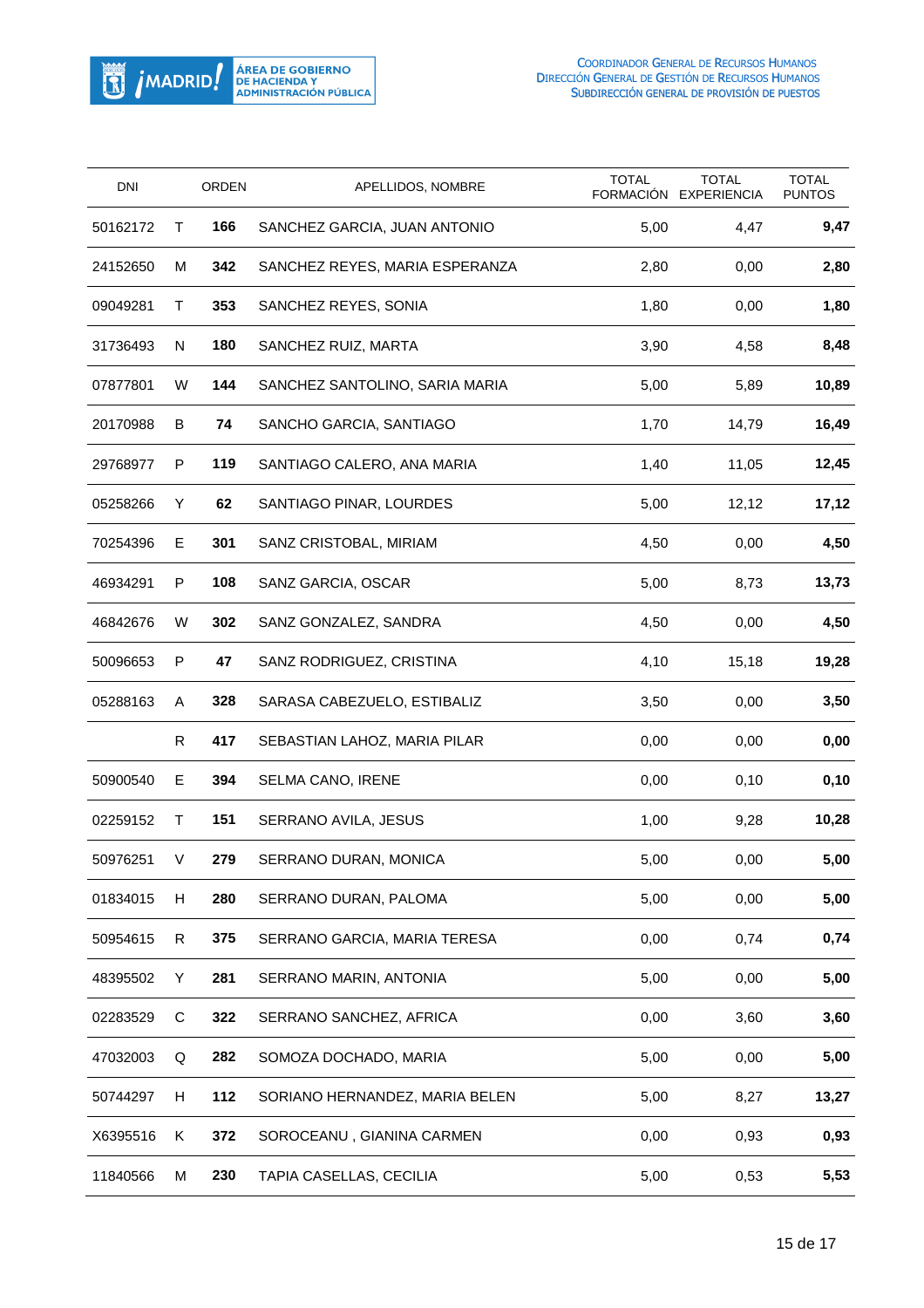| DNI | | ORDEN | APELLIDOS, NOMBRE | TOTAL FORMACIÓN | TOTAL EXPERIENCIA | TOTAL PUNTOS |
|---|---|---|---|---|---|---|
| 50162172 | T | **166** | SANCHEZ GARCIA, JUAN ANTONIO | 5,00 | 4,47 | **9,47** |
| 24152650 | M | **342** | SANCHEZ REYES, MARIA ESPERANZA | 2,80 | 0,00 | **2,80** |
| 09049281 | T | **353** | SANCHEZ REYES, SONIA | 1,80 | 0,00 | **1,80** |
| 31736493 | N | **180** | SANCHEZ RUIZ, MARTA | 3,90 | 4,58 | **8,48** |
| 07877801 | W | **144** | SANCHEZ SANTOLINO, SARIA MARIA | 5,00 | 5,89 | **10,89** |
| 20170988 | B | **74** | SANCHO GARCIA, SANTIAGO | 1,70 | 14,79 | **16,49** |
| 29768977 | P | **119** | SANTIAGO CALERO, ANA MARIA | 1,40 | 11,05 | **12,45** |
| 05258266 | Y | **62** | SANTIAGO PINAR, LOURDES | 5,00 | 12,12 | **17,12** |
| 70254396 | E | **301** | SANZ CRISTOBAL, MIRIAM | 4,50 | 0,00 | **4,50** |
| 46934291 | P | **108** | SANZ GARCIA, OSCAR | 5,00 | 8,73 | **13,73** |
| 46842676 | W | **302** | SANZ GONZALEZ, SANDRA | 4,50 | 0,00 | **4,50** |
| 50096653 | P | **47** | SANZ RODRIGUEZ, CRISTINA | 4,10 | 15,18 | **19,28** |
| 05288163 | A | **328** | SARASA CABEZUELO, ESTIBALIZ | 3,50 | 0,00 | **3,50** |
| | R | **417** | SEBASTIAN LAHOZ, MARIA PILAR | 0,00 | 0,00 | **0,00** |
| 50900540 | E | **394** | SELMA CANO, IRENE | 0,00 | 0,10 | **0,10** |
| 02259152 | T | **151** | SERRANO AVILA, JESUS | 1,00 | 9,28 | **10,28** |
| 50976251 | V | **279** | SERRANO DURAN, MONICA | 5,00 | 0,00 | **5,00** |
| 01834015 | H | **280** | SERRANO DURAN, PALOMA | 5,00 | 0,00 | **5,00** |
| 50954615 | R | **375** | SERRANO GARCIA, MARIA TERESA | 0,00 | 0,74 | **0,74** |
| 48395502 | Y | **281** | SERRANO MARIN, ANTONIA | 5,00 | 0,00 | **5,00** |
| 02283529 | C | **322** | SERRANO SANCHEZ, AFRICA | 0,00 | 3,60 | **3,60** |
| 47032003 | Q | **282** | SOMOZA DOCHADO, MARIA | 5,00 | 0,00 | **5,00** |
| 50744297 | H | **112** | SORIANO HERNANDEZ, MARIA BELEN | 5,00 | 8,27 | **13,27** |
| X6395516 | K | **372** | SOROCEANU , GIANINA CARMEN | 0,00 | 0,93 | **0,93** |
| 11840566 | M | **230** | TAPIA CASELLAS, CECILIA | 5,00 | 0,53 | **5,53** |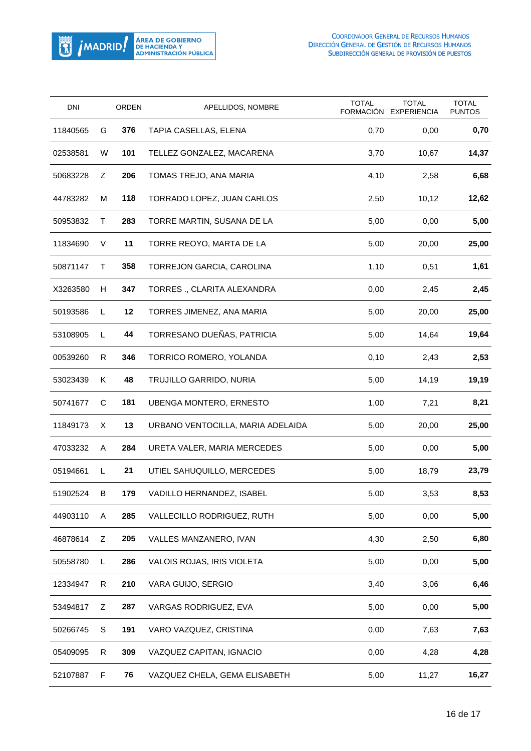| DNI | | ORDEN | APELLIDOS, NOMBRE | TOTAL FORMACIÓN | TOTAL EXPERIENCIA | TOTAL PUNTOS |
|---|---|---|---|---|---|---|
| 11840565 | G | **376** | TAPIA CASELLAS, ELENA | 0,70 | 0,00 | **0,70** |
| 02538581 | W | **101** | TELLEZ GONZALEZ, MACARENA | 3,70 | 10,67 | **14,37** |
| 50683228 | Z | **206** | TOMAS TREJO, ANA MARIA | 4,10 | 2,58 | **6,68** |
| 44783282 | M | **118** | TORRADO LOPEZ, JUAN CARLOS | 2,50 | 10,12 | **12,62** |
| 50953832 | T | **283** | TORRE MARTIN, SUSANA DE LA | 5,00 | 0,00 | **5,00** |
| 11834690 | V | **11** | TORRE REOYO, MARTA DE LA | 5,00 | 20,00 | **25,00** |
| 50871147 | T | **358** | TORREJON GARCIA, CAROLINA | 1,10 | 0,51 | **1,61** |
| X3263580 | H | **347** | TORRES ., CLARITA ALEXANDRA | 0,00 | 2,45 | **2,45** |
| 50193586 | L | **12** | TORRES JIMENEZ, ANA MARIA | 5,00 | 20,00 | **25,00** |
| 53108905 | L | **44** | TORRESANO DUEÑAS, PATRICIA | 5,00 | 14,64 | **19,64** |
| 00539260 | R | **346** | TORRICO ROMERO, YOLANDA | 0,10 | 2,43 | **2,53** |
| 53023439 | K | **48** | TRUJILLO GARRIDO, NURIA | 5,00 | 14,19 | **19,19** |
| 50741677 | C | **181** | UBENGA MONTERO, ERNESTO | 1,00 | 7,21 | **8,21** |
| 11849173 | X | **13** | URBANO VENTOCILLA, MARIA ADELAIDA | 5,00 | 20,00 | **25,00** |
| 47033232 | A | **284** | URETA VALER, MARIA MERCEDES | 5,00 | 0,00 | **5,00** |
| 05194661 | L | **21** | UTIEL SAHUQUILLO, MERCEDES | 5,00 | 18,79 | **23,79** |
| 51902524 | B | **179** | VADILLO HERNANDEZ, ISABEL | 5,00 | 3,53 | **8,53** |
| 44903110 | A | **285** | VALLECILLO RODRIGUEZ, RUTH | 5,00 | 0,00 | **5,00** |
| 46878614 | Z | **205** | VALLES MANZANERO, IVAN | 4,30 | 2,50 | **6,80** |
| 50558780 | L | **286** | VALOIS ROJAS, IRIS VIOLETA | 5,00 | 0,00 | **5,00** |
| 12334947 | R | **210** | VARA GUIJO, SERGIO | 3,40 | 3,06 | **6,46** |
| 53494817 | Z | **287** | VARGAS RODRIGUEZ, EVA | 5,00 | 0,00 | **5,00** |
| 50266745 | S | **191** | VARO VAZQUEZ, CRISTINA | 0,00 | 7,63 | **7,63** |
| 05409095 | R | **309** | VAZQUEZ CAPITAN, IGNACIO | 0,00 | 4,28 | **4,28** |
| 52107887 | F | **76** | VAZQUEZ CHELA, GEMA ELISABETH | 5,00 | 11,27 | **16,27** |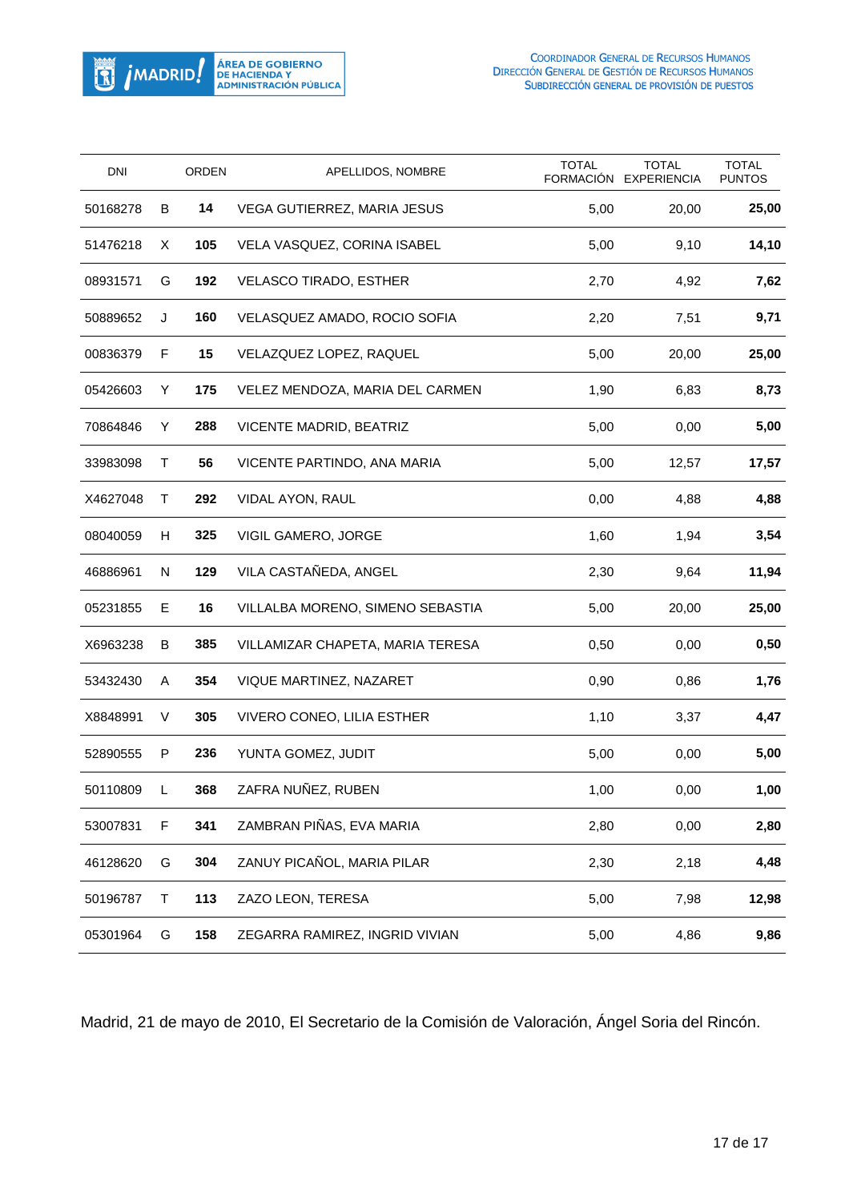| DNI | | ORDEN | APELLIDOS, NOMBRE | TOTAL FORMACIÓN | TOTAL EXPERIENCIA | TOTAL PUNTOS |
|---|---|---|---|---|---|---|
| 50168278 | B | **14** | VEGA GUTIERREZ, MARIA JESUS | 5,00 | 20,00 | **25,00** |
| 51476218 | X | **105** | VELA VASQUEZ, CORINA ISABEL | 5,00 | 9,10 | **14,10** |
| 08931571 | G | **192** | VELASCO TIRADO, ESTHER | 2,70 | 4,92 | **7,62** |
| 50889652 | J | **160** | VELASQUEZ AMADO, ROCIO SOFIA | 2,20 | 7,51 | **9,71** |
| 00836379 | F | **15** | VELAZQUEZ LOPEZ, RAQUEL | 5,00 | 20,00 | **25,00** |
| 05426603 | Y | **175** | VELEZ MENDOZA, MARIA DEL CARMEN | 1,90 | 6,83 | **8,73** |
| 70864846 | Y | **288** | VICENTE MADRID, BEATRIZ | 5,00 | 0,00 | **5,00** |
| 33983098 | T | **56** | VICENTE PARTINDO, ANA MARIA | 5,00 | 12,57 | **17,57** |
| X4627048 | T | **292** | VIDAL AYON, RAUL | 0,00 | 4,88 | **4,88** |
| 08040059 | H | **325** | VIGIL GAMERO, JORGE | 1,60 | 1,94 | **3,54** |
| 46886961 | N | **129** | VILA CASTAÑEDA, ANGEL | 2,30 | 9,64 | **11,94** |
| 05231855 | E | **16** | VILLALBA MORENO, SIMENO SEBASTIA | 5,00 | 20,00 | **25,00** |
| X6963238 | B | **385** | VILLAMIZAR CHAPETA, MARIA TERESA | 0,50 | 0,00 | **0,50** |
| 53432430 | A | **354** | VIQUE MARTINEZ, NAZARET | 0,90 | 0,86 | **1,76** |
| X8848991 | V | **305** | VIVERO CONEO, LILIA ESTHER | 1,10 | 3,37 | **4,47** |
| 52890555 | P | **236** | YUNTA GOMEZ, JUDIT | 5,00 | 0,00 | **5,00** |
| 50110809 | L | **368** | ZAFRA NUÑEZ, RUBEN | 1,00 | 0,00 | **1,00** |
| 53007831 | F | **341** | ZAMBRAN PIÑAS, EVA MARIA | 2,80 | 0,00 | **2,80** |
| 46128620 | G | **304** | ZANUY PICAÑOL, MARIA PILAR | 2,30 | 2,18 | **4,48** |
| 50196787 | T | **113** | ZAZO LEON, TERESA | 5,00 | 7,98 | **12,98** |
| 05301964 | G | **158** | ZEGARRA RAMIREZ, INGRID VIVIAN | 5,00 | 4,86 | **9,86** |

Madrid, 21 de mayo de 2010, El Secretario de la Comisión de Valoración, Ángel Soria del Rincón.